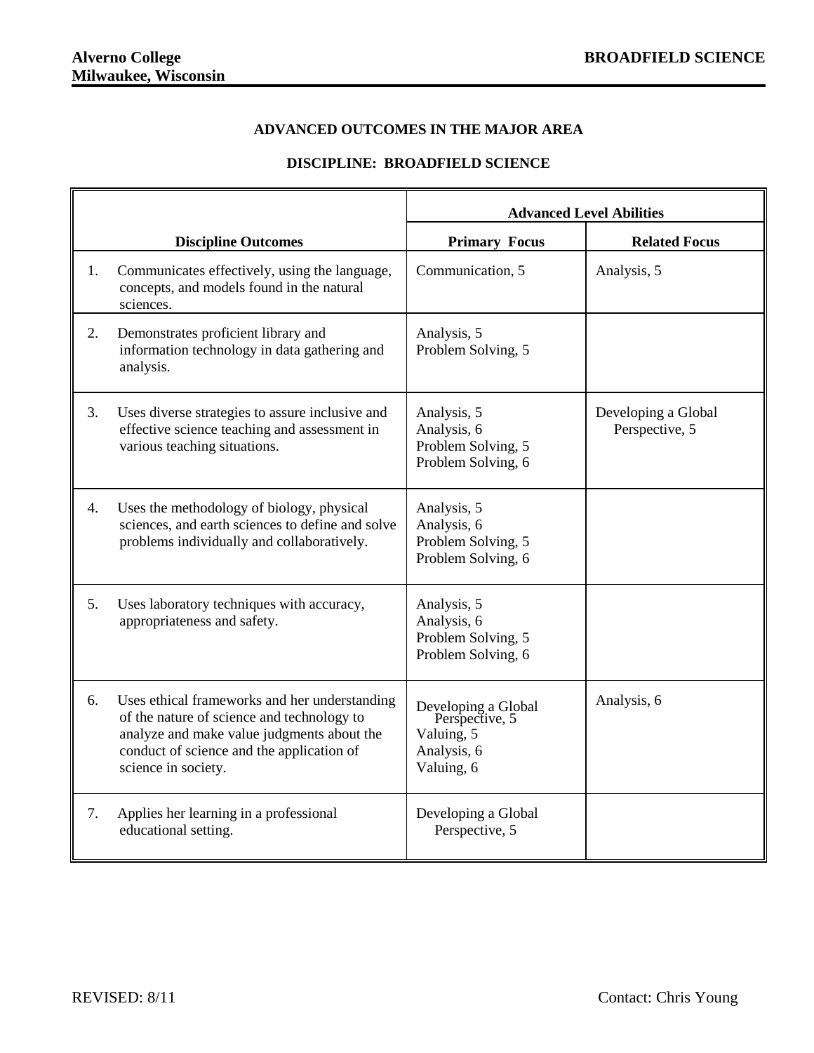**Alverno College**
**Milwaukee, Wisconsin**

**BROADFIELD SCIENCE**

## ADVANCED OUTCOMES IN THE MAJOR AREA

## DISCIPLINE: BROADFIELD SCIENCE

| Discipline Outcomes | Advanced Level Abilities | |
|---|---|---|
| | **Primary Focus** | **Related Focus** |
| 1. Communicates effectively, using the language, concepts, and models found in the natural sciences. | Communication, 5 | Analysis, 5 |
| 2. Demonstrates proficient library and information technology in data gathering and analysis. | Analysis, 5<br>Problem Solving, 5 | |
| 3. Uses diverse strategies to assure inclusive and effective science teaching and assessment in various teaching situations. | Analysis, 5<br>Analysis, 6<br>Problem Solving, 5<br>Problem Solving, 6 | Developing a Global Perspective, 5 |
| 4. Uses the methodology of biology, physical sciences, and earth sciences to define and solve problems individually and collaboratively. | Analysis, 5<br>Analysis, 6<br>Problem Solving, 5<br>Problem Solving, 6 | |
| 5. Uses laboratory techniques with accuracy, appropriateness and safety. | Analysis, 5<br>Analysis, 6<br>Problem Solving, 5<br>Problem Solving, 6 | |
| 6. Uses ethical frameworks and her understanding of the nature of science and technology to analyze and make value judgments about the conduct of science and the application of science in society. | Developing a Global Perspective, 5<br>Valuing, 5<br>Analysis, 6<br>Valuing, 6 | Analysis, 6 |
| 7. Applies her learning in a professional educational setting. | Developing a Global Perspective, 5 | |

REVISED: 8/11

Contact: Chris Young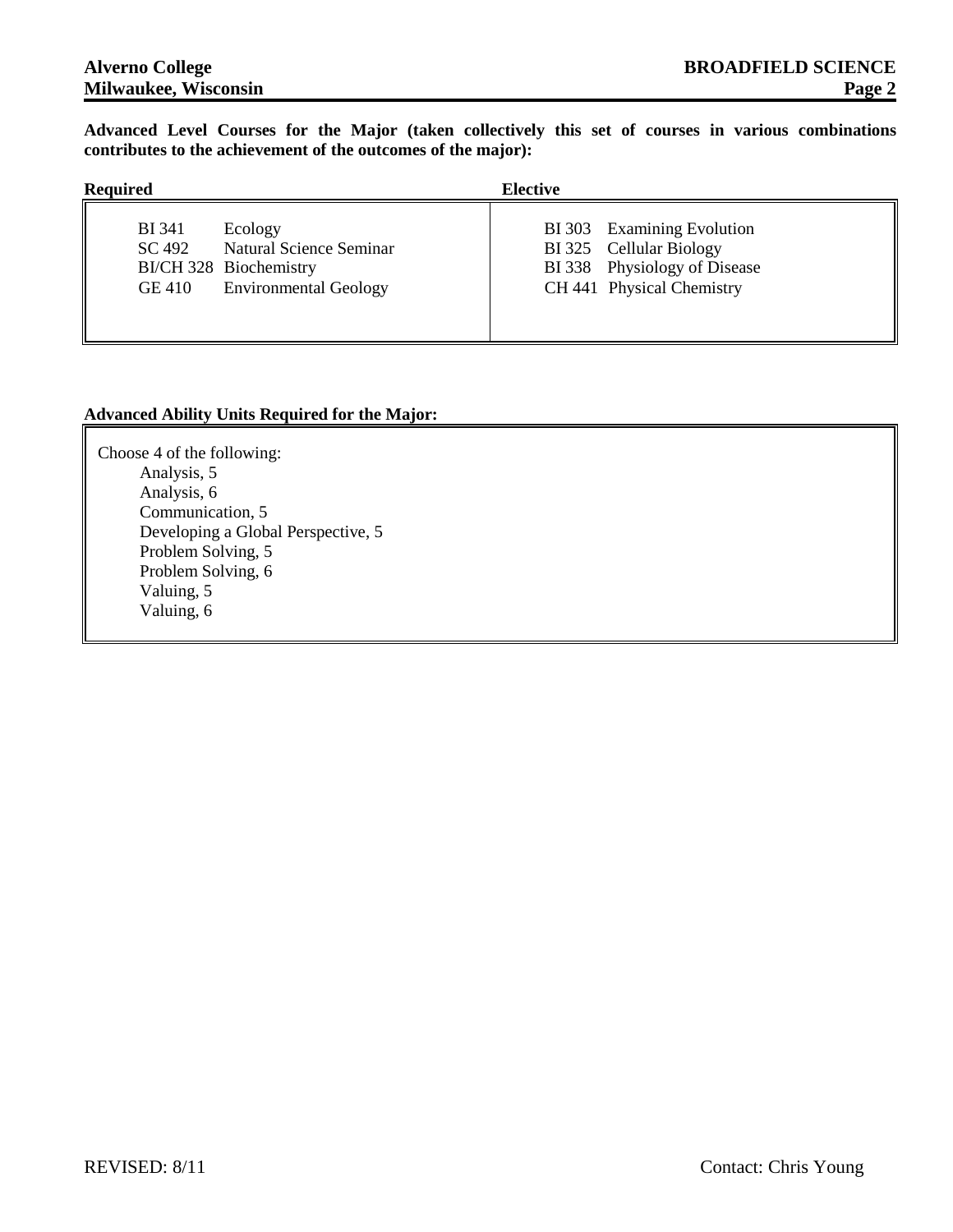**Advanced Level Courses for the Major (taken collectively this set of courses in various combinations contributes to the achievement of the outcomes of the major):**

| Required | | Elective | |
|---|---|---|---|
| BI 341 | Ecology | BI 303 | Examining Evolution |
| SC 492 | Natural Science Seminar | BI 325 | Cellular Biology |
| BI/CH 328 | Biochemistry | BI 338 | Physiology of Disease |
| GE 410 | Environmental Geology | CH 441 | Physical Chemistry |

**Advanced Ability Units Required for the Major:**

Choose 4 of the following:

- Analysis, 5
- Analysis, 6
- Communication, 5
- Developing a Global Perspective, 5
- Problem Solving, 5
- Problem Solving, 6
- Valuing, 5
- Valuing, 6

REVISED: 8/11

Contact: Chris Young